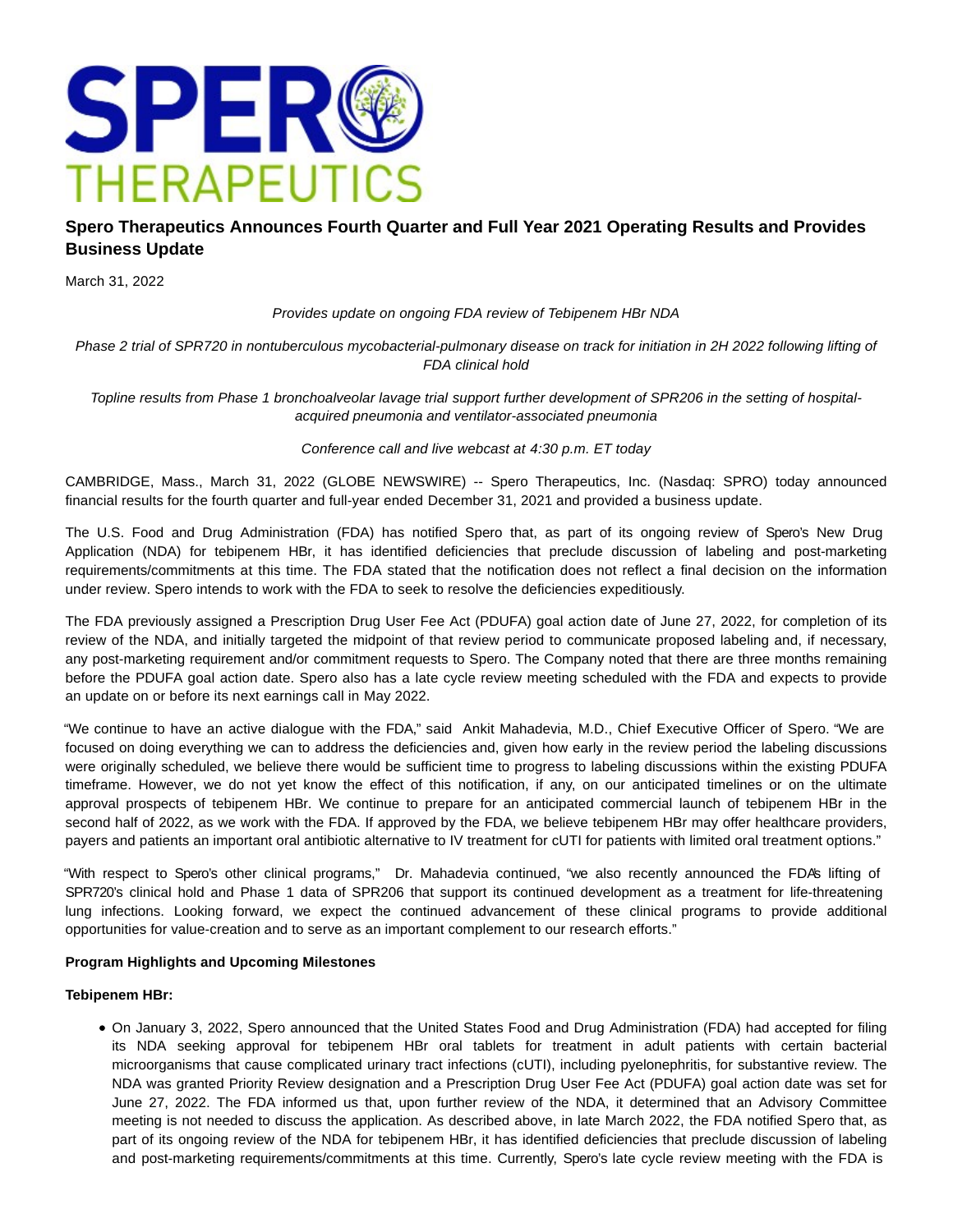# Spero Therapeutics Announces Fourth Quarter and Full Year 2021 Operating Results and Provides Business Update

March 31, 2022

*Provides update on ongoing FDA review of Tebipenem HBr NDA*

*Phase 2 trial of SPR720 in nontuberculous mycobacterial-pulmonary disease on track for initiation in 2H 2022 following lifting of FDA clinical hold*

*Topline results from Phase 1 bronchoalveolar lavage trial support further development of SPR206 in the setting of hospital-acquired pneumonia and ventilator-associated pneumonia*

*Conference call and live webcast at 4:30 p.m. ET today*

CAMBRIDGE, Mass., March 31, 2022 (GLOBE NEWSWIRE) -- Spero Therapeutics, Inc. (Nasdaq: SPRO) today announced financial results for the fourth quarter and full-year ended December 31, 2021 and provided a business update.

The U.S. Food and Drug Administration (FDA) has notified Spero that, as part of its ongoing review of Spero's New Drug Application (NDA) for tebipenem HBr, it has identified deficiencies that preclude discussion of labeling and post-marketing requirements/commitments at this time. The FDA stated that the notification does not reflect a final decision on the information under review. Spero intends to work with the FDA to seek to resolve the deficiencies expeditiously.

The FDA previously assigned a Prescription Drug User Fee Act (PDUFA) goal action date of June 27, 2022, for completion of its review of the NDA, and initially targeted the midpoint of that review period to communicate proposed labeling and, if necessary, any post-marketing requirement and/or commitment requests to Spero. The Company noted that there are three months remaining before the PDUFA goal action date. Spero also has a late cycle review meeting scheduled with the FDA and expects to provide an update on or before its next earnings call in May 2022.

"We continue to have an active dialogue with the FDA," said Ankit Mahadevia, M.D., Chief Executive Officer of Spero. "We are focused on doing everything we can to address the deficiencies and, given how early in the review period the labeling discussions were originally scheduled, we believe there would be sufficient time to progress to labeling discussions within the existing PDUFA timeframe. However, we do not yet know the effect of this notification, if any, on our anticipated timelines or on the ultimate approval prospects of tebipenem HBr. We continue to prepare for an anticipated commercial launch of tebipenem HBr in the second half of 2022, as we work with the FDA. If approved by the FDA, we believe tebipenem HBr may offer healthcare providers, payers and patients an important oral antibiotic alternative to IV treatment for cUTI for patients with limited oral treatment options."

"With respect to Spero's other clinical programs," Dr. Mahadevia continued, "we also recently announced the FDA's lifting of SPR720's clinical hold and Phase 1 data of SPR206 that support its continued development as a treatment for life-threatening lung infections. Looking forward, we expect the continued advancement of these clinical programs to provide additional opportunities for value-creation and to serve as an important complement to our research efforts."

**Program Highlights and Upcoming Milestones**

**Tebipenem HBr:**

- On January 3, 2022, Spero announced that the United States Food and Drug Administration (FDA) had accepted for filing its NDA seeking approval for tebipenem HBr oral tablets for treatment in adult patients with certain bacterial microorganisms that cause complicated urinary tract infections (cUTI), including pyelonephritis, for substantive review. The NDA was granted Priority Review designation and a Prescription Drug User Fee Act (PDUFA) goal action date was set for June 27, 2022. The FDA informed us that, upon further review of the NDA, it determined that an Advisory Committee meeting is not needed to discuss the application. As described above, in late March 2022, the FDA notified Spero that, as part of its ongoing review of the NDA for tebipenem HBr, it has identified deficiencies that preclude discussion of labeling and post-marketing requirements/commitments at this time. Currently, Spero's late cycle review meeting with the FDA is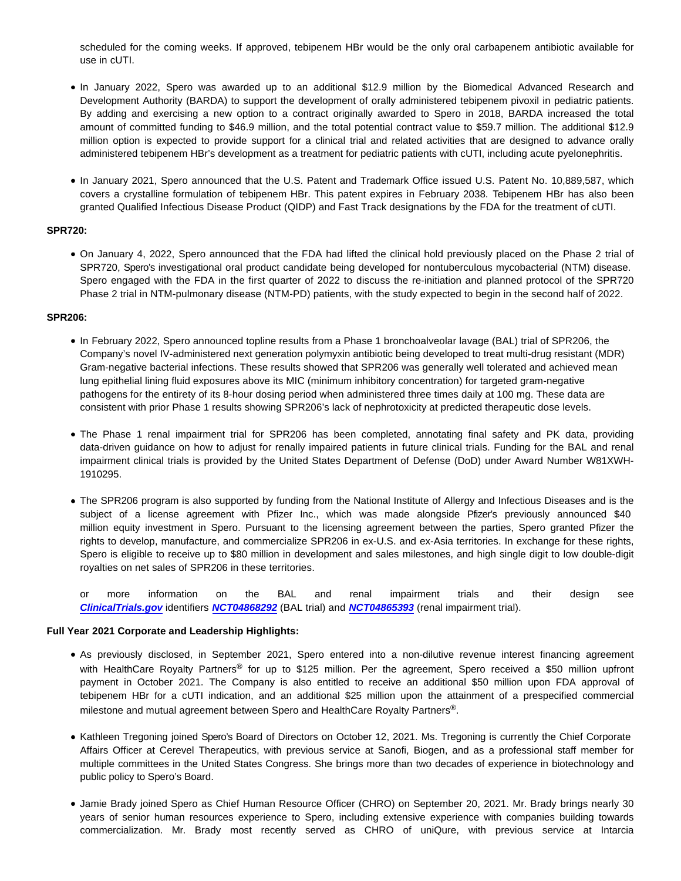scheduled for the coming weeks. If approved, tebipenem HBr would be the only oral carbapenem antibiotic available for use in cUTI.

- In January 2022, Spero was awarded up to an additional $12.9 million by the Biomedical Advanced Research and Development Authority (BARDA) to support the development of orally administered tebipenem pivoxil in pediatric patients. By adding and exercising a new option to a contract originally awarded to Spero in 2018, BARDA increased the total amount of committed funding to $46.9 million, and the total potential contract value to $59.7 million. The additional $12.9 million option is expected to provide support for a clinical trial and related activities that are designed to advance orally administered tebipenem HBr's development as a treatment for pediatric patients with cUTI, including acute pyelonephritis.

- In January 2021, Spero announced that the U.S. Patent and Trademark Office issued U.S. Patent No. 10,889,587, which covers a crystalline formulation of tebipenem HBr. This patent expires in February 2038. Tebipenem HBr has also been granted Qualified Infectious Disease Product (QIDP) and Fast Track designations by the FDA for the treatment of cUTI.

**SPR720:**

- On January 4, 2022, Spero announced that the FDA had lifted the clinical hold previously placed on the Phase 2 trial of SPR720, Spero's investigational oral product candidate being developed for nontuberculous mycobacterial (NTM) disease. Spero engaged with the FDA in the first quarter of 2022 to discuss the re-initiation and planned protocol of the SPR720 Phase 2 trial in NTM-pulmonary disease (NTM-PD) patients, with the study expected to begin in the second half of 2022.

**SPR206:**

- In February 2022, Spero announced topline results from a Phase 1 bronchoalveolar lavage (BAL) trial of SPR206, the Company's novel IV-administered next generation polymyxin antibiotic being developed to treat multi-drug resistant (MDR) Gram-negative bacterial infections. These results showed that SPR206 was generally well tolerated and achieved mean lung epithelial lining fluid exposures above its MIC (minimum inhibitory concentration) for targeted gram-negative pathogens for the entirety of its 8-hour dosing period when administered three times daily at 100 mg. These data are consistent with prior Phase 1 results showing SPR206's lack of nephrotoxicity at predicted therapeutic dose levels.

- The Phase 1 renal impairment trial for SPR206 has been completed, annotating final safety and PK data, providing data-driven guidance on how to adjust for renally impaired patients in future clinical trials. Funding for the BAL and renal impairment clinical trials is provided by the United States Department of Defense (DoD) under Award Number W81XWH-1910295.

- The SPR206 program is also supported by funding from the National Institute of Allergy and Infectious Diseases and is the subject of a license agreement with Pfizer Inc., which was made alongside Pfizer's previously announced $40 million equity investment in Spero. Pursuant to the licensing agreement between the parties, Spero granted Pfizer the rights to develop, manufacture, and commercialize SPR206 in ex-U.S. and ex-Asia territories. In exchange for these rights, Spero is eligible to receive up to $80 million in development and sales milestones, and high single digit to low double-digit royalties on net sales of SPR206 in these territories.

  or more information on the BAL and renal impairment trials and their design see ***ClinicalTrials.gov*** identifiers ***NCT04868292*** (BAL trial) and ***NCT04865393*** (renal impairment trial).

**Full Year 2021 Corporate and Leadership Highlights:**

- As previously disclosed, in September 2021, Spero entered into a non-dilutive revenue interest financing agreement with HealthCare Royalty Partners® for up to $125 million. Per the agreement, Spero received a $50 million upfront payment in October 2021. The Company is also entitled to receive an additional $50 million upon FDA approval of tebipenem HBr for a cUTI indication, and an additional $25 million upon the attainment of a prespecified commercial milestone and mutual agreement between Spero and HealthCare Royalty Partners®.

- Kathleen Tregoning joined Spero's Board of Directors on October 12, 2021. Ms. Tregoning is currently the Chief Corporate Affairs Officer at Cerevel Therapeutics, with previous service at Sanofi, Biogen, and as a professional staff member for multiple committees in the United States Congress. She brings more than two decades of experience in biotechnology and public policy to Spero's Board.

- Jamie Brady joined Spero as Chief Human Resource Officer (CHRO) on September 20, 2021. Mr. Brady brings nearly 30 years of senior human resources experience to Spero, including extensive experience with companies building towards commercialization. Mr. Brady most recently served as CHRO of uniQure, with previous service at Intarcia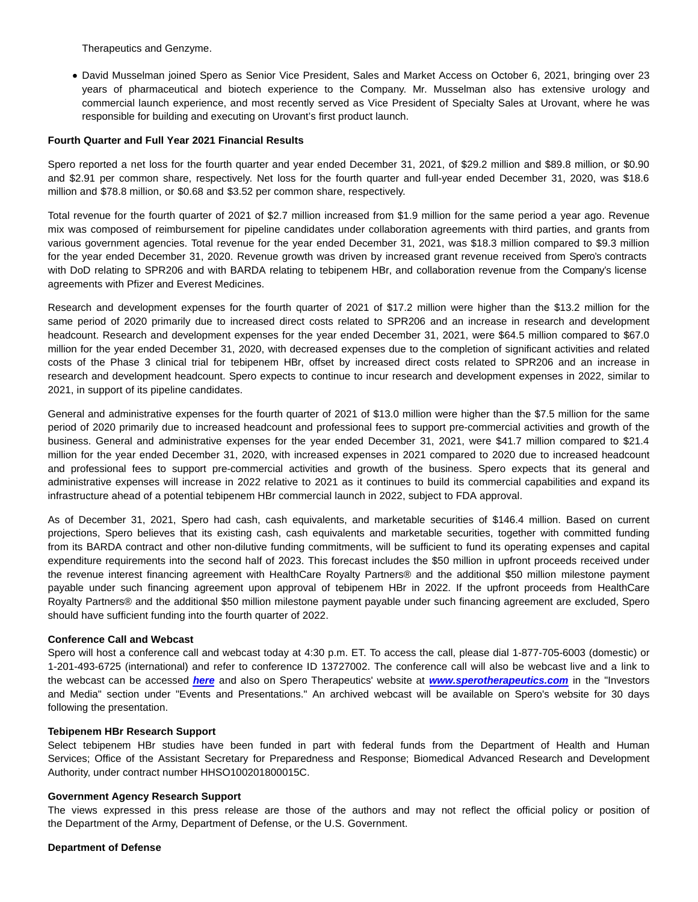Therapeutics and Genzyme.

- David Musselman joined Spero as Senior Vice President, Sales and Market Access on October 6, 2021, bringing over 23 years of pharmaceutical and biotech experience to the Company. Mr. Musselman also has extensive urology and commercial launch experience, and most recently served as Vice President of Specialty Sales at Urovant, where he was responsible for building and executing on Urovant's first product launch.

**Fourth Quarter and Full Year 2021 Financial Results**

Spero reported a net loss for the fourth quarter and year ended December 31, 2021, of $29.2 million and $89.8 million, or $0.90 and $2.91 per common share, respectively. Net loss for the fourth quarter and full-year ended December 31, 2020, was $18.6 million and $78.8 million, or $0.68 and $3.52 per common share, respectively.

Total revenue for the fourth quarter of 2021 of $2.7 million increased from $1.9 million for the same period a year ago. Revenue mix was composed of reimbursement for pipeline candidates under collaboration agreements with third parties, and grants from various government agencies. Total revenue for the year ended December 31, 2021, was $18.3 million compared to $9.3 million for the year ended December 31, 2020. Revenue growth was driven by increased grant revenue received from Spero's contracts with DoD relating to SPR206 and with BARDA relating to tebipenem HBr, and collaboration revenue from the Company's license agreements with Pfizer and Everest Medicines.

Research and development expenses for the fourth quarter of 2021 of $17.2 million were higher than the $13.2 million for the same period of 2020 primarily due to increased direct costs related to SPR206 and an increase in research and development headcount. Research and development expenses for the year ended December 31, 2021, were $64.5 million compared to $67.0 million for the year ended December 31, 2020, with decreased expenses due to the completion of significant activities and related costs of the Phase 3 clinical trial for tebipenem HBr, offset by increased direct costs related to SPR206 and an increase in research and development headcount. Spero expects to continue to incur research and development expenses in 2022, similar to 2021, in support of its pipeline candidates.

General and administrative expenses for the fourth quarter of 2021 of $13.0 million were higher than the $7.5 million for the same period of 2020 primarily due to increased headcount and professional fees to support pre-commercial activities and growth of the business. General and administrative expenses for the year ended December 31, 2021, were $41.7 million compared to $21.4 million for the year ended December 31, 2020, with increased expenses in 2021 compared to 2020 due to increased headcount and professional fees to support pre-commercial activities and growth of the business. Spero expects that its general and administrative expenses will increase in 2022 relative to 2021 as it continues to build its commercial capabilities and expand its infrastructure ahead of a potential tebipenem HBr commercial launch in 2022, subject to FDA approval.

As of December 31, 2021, Spero had cash, cash equivalents, and marketable securities of $146.4 million. Based on current projections, Spero believes that its existing cash, cash equivalents and marketable securities, together with committed funding from its BARDA contract and other non-dilutive funding commitments, will be sufficient to fund its operating expenses and capital expenditure requirements into the second half of 2023. This forecast includes the $50 million in upfront proceeds received under the revenue interest financing agreement with HealthCare Royalty Partners® and the additional $50 million milestone payment payable under such financing agreement upon approval of tebipenem HBr in 2022. If the upfront proceeds from HealthCare Royalty Partners® and the additional $50 million milestone payment payable under such financing agreement are excluded, Spero should have sufficient funding into the fourth quarter of 2022.

**Conference Call and Webcast**

Spero will host a conference call and webcast today at 4:30 p.m. ET. To access the call, please dial 1-877-705-6003 (domestic) or 1-201-493-6725 (international) and refer to conference ID 13727002. The conference call will also be webcast live and a link to the webcast can be accessed ***here*** and also on Spero Therapeutics' website at ***www.sperotherapeutics.com*** in the "Investors and Media" section under "Events and Presentations." An archived webcast will be available on Spero's website for 30 days following the presentation.

**Tebipenem HBr Research Support**

Select tebipenem HBr studies have been funded in part with federal funds from the Department of Health and Human Services; Office of the Assistant Secretary for Preparedness and Response; Biomedical Advanced Research and Development Authority, under contract number HHSO100201800015C.

**Government Agency Research Support**

The views expressed in this press release are those of the authors and may not reflect the official policy or position of the Department of the Army, Department of Defense, or the U.S. Government.

**Department of Defense**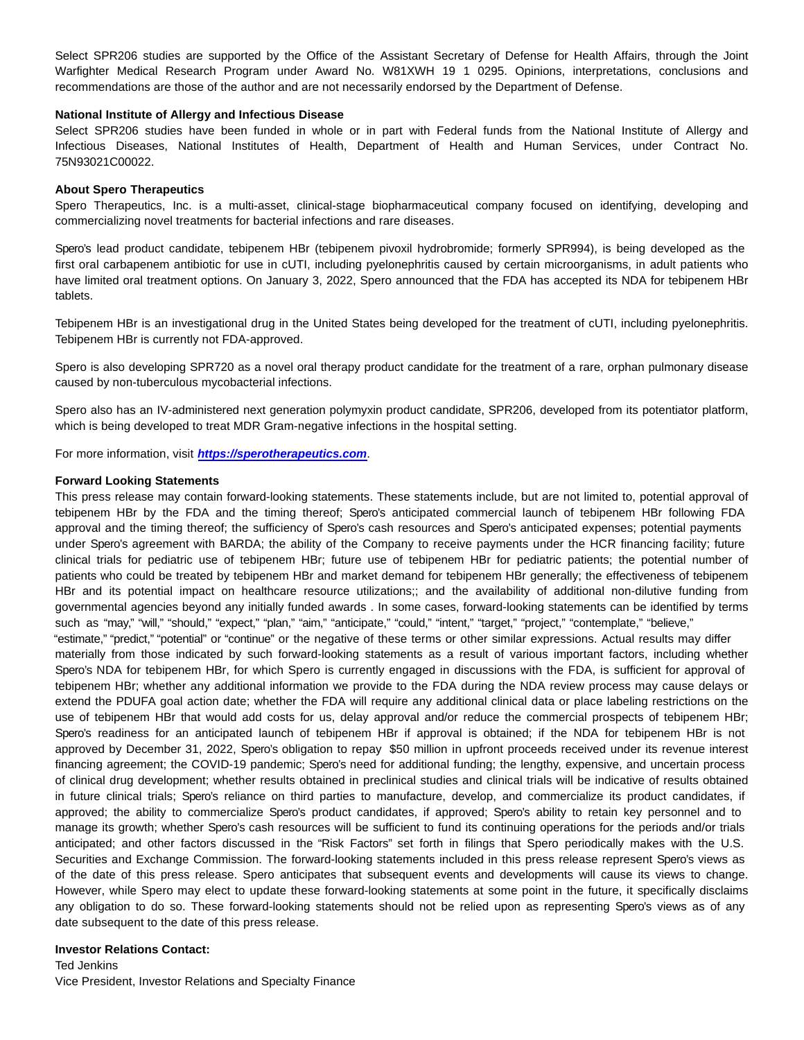Select SPR206 studies are supported by the Office of the Assistant Secretary of Defense for Health Affairs, through the Joint Warfighter Medical Research Program under Award No. W81XWH 19 1 0295. Opinions, interpretations, conclusions and recommendations are those of the author and are not necessarily endorsed by the Department of Defense.

**National Institute of Allergy and Infectious Disease**

Select SPR206 studies have been funded in whole or in part with Federal funds from the National Institute of Allergy and Infectious Diseases, National Institutes of Health, Department of Health and Human Services, under Contract No. 75N93021C00022.

**About Spero Therapeutics**

Spero Therapeutics, Inc. is a multi-asset, clinical-stage biopharmaceutical company focused on identifying, developing and commercializing novel treatments for bacterial infections and rare diseases.

Spero's lead product candidate, tebipenem HBr (tebipenem pivoxil hydrobromide; formerly SPR994), is being developed as the first oral carbapenem antibiotic for use in cUTI, including pyelonephritis caused by certain microorganisms, in adult patients who have limited oral treatment options. On January 3, 2022, Spero announced that the FDA has accepted its NDA for tebipenem HBr tablets.

Tebipenem HBr is an investigational drug in the United States being developed for the treatment of cUTI, including pyelonephritis. Tebipenem HBr is currently not FDA-approved.

Spero is also developing SPR720 as a novel oral therapy product candidate for the treatment of a rare, orphan pulmonary disease caused by non-tuberculous mycobacterial infections.

Spero also has an IV-administered next generation polymyxin product candidate, SPR206, developed from its potentiator platform, which is being developed to treat MDR Gram-negative infections in the hospital setting.

For more information, visit ***https://sperotherapeutics.com***.

**Forward Looking Statements**

This press release may contain forward-looking statements. These statements include, but are not limited to, potential approval of tebipenem HBr by the FDA and the timing thereof; Spero's anticipated commercial launch of tebipenem HBr following FDA approval and the timing thereof; the sufficiency of Spero's cash resources and Spero's anticipated expenses; potential payments under Spero's agreement with BARDA; the ability of the Company to receive payments under the HCR financing facility; future clinical trials for pediatric use of tebipenem HBr; future use of tebipenem HBr for pediatric patients; the potential number of patients who could be treated by tebipenem HBr and market demand for tebipenem HBr generally; the effectiveness of tebipenem HBr and its potential impact on healthcare resource utilizations;; and the availability of additional non-dilutive funding from governmental agencies beyond any initially funded awards . In some cases, forward-looking statements can be identified by terms such as "may," "will," "should," "expect," "plan," "aim," "anticipate," "could," "intent," "target," "project," "contemplate," "believe," "estimate," "predict," "potential" or "continue" or the negative of these terms or other similar expressions. Actual results may differ materially from those indicated by such forward-looking statements as a result of various important factors, including whether Spero's NDA for tebipenem HBr, for which Spero is currently engaged in discussions with the FDA, is sufficient for approval of tebipenem HBr; whether any additional information we provide to the FDA during the NDA review process may cause delays or extend the PDUFA goal action date; whether the FDA will require any additional clinical data or place labeling restrictions on the use of tebipenem HBr that would add costs for us, delay approval and/or reduce the commercial prospects of tebipenem HBr; Spero's readiness for an anticipated launch of tebipenem HBr if approval is obtained; if the NDA for tebipenem HBr is not approved by December 31, 2022, Spero's obligation to repay $50 million in upfront proceeds received under its revenue interest financing agreement; the COVID-19 pandemic; Spero's need for additional funding; the lengthy, expensive, and uncertain process of clinical drug development; whether results obtained in preclinical studies and clinical trials will be indicative of results obtained in future clinical trials; Spero's reliance on third parties to manufacture, develop, and commercialize its product candidates, if approved; the ability to commercialize Spero's product candidates, if approved; Spero's ability to retain key personnel and to manage its growth; whether Spero's cash resources will be sufficient to fund its continuing operations for the periods and/or trials anticipated; and other factors discussed in the "Risk Factors" set forth in filings that Spero periodically makes with the U.S. Securities and Exchange Commission. The forward-looking statements included in this press release represent Spero's views as of the date of this press release. Spero anticipates that subsequent events and developments will cause its views to change. However, while Spero may elect to update these forward-looking statements at some point in the future, it specifically disclaims any obligation to do so. These forward-looking statements should not be relied upon as representing Spero's views as of any date subsequent to the date of this press release.

**Investor Relations Contact:**

Ted Jenkins
Vice President, Investor Relations and Specialty Finance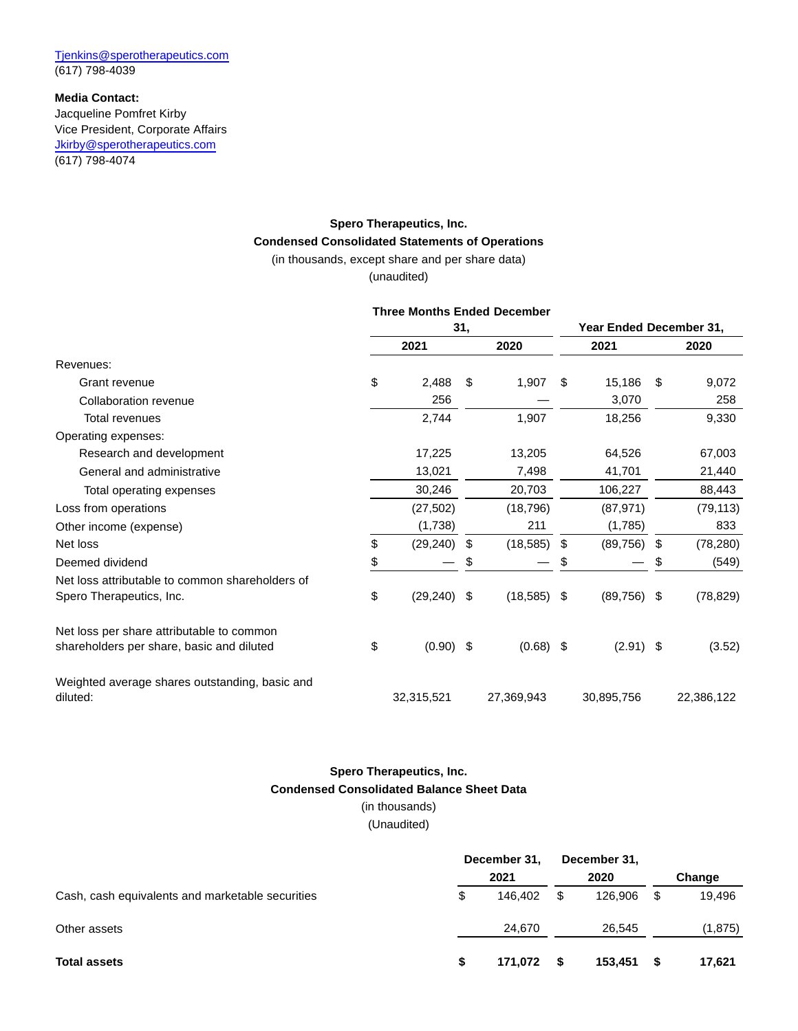Tjenkins@sperotherapeutics.com
(617) 798-4039

**Media Contact:**
Jacqueline Pomfret Kirby
Vice President, Corporate Affairs
Jkirby@sperotherapeutics.com
(617) 798-4074

**Spero Therapeutics, Inc.**
**Condensed Consolidated Statements of Operations**
(in thousands, except share and per share data)
(unaudited)

| | Three Months Ended December 31, | | Year Ended December 31, | |
|---|---|---|---|---|
| | 2021 | 2020 | 2021 | 2020 |
| Revenues: | | | | |
| Grant revenue | $ 2,488 | $ 1,907 | $ 15,186 | $ 9,072 |
| Collaboration revenue | 256 | — | 3,070 | 258 |
| Total revenues | 2,744 | 1,907 | 18,256 | 9,330 |
| Operating expenses: | | | | |
| Research and development | 17,225 | 13,205 | 64,526 | 67,003 |
| General and administrative | 13,021 | 7,498 | 41,701 | 21,440 |
| Total operating expenses | 30,246 | 20,703 | 106,227 | 88,443 |
| Loss from operations | (27,502) | (18,796) | (87,971) | (79,113) |
| Other income (expense) | (1,738) | 211 | (1,785) | 833 |
| Net loss | $ (29,240) | $ (18,585) | $ (89,756) | $ (78,280) |
| Deemed dividend | $ — | $ — | $ — | $ (549) |
| Net loss attributable to common shareholders of Spero Therapeutics, Inc. | $ (29,240) | $ (18,585) | $ (89,756) | $ (78,829) |
| Net loss per share attributable to common shareholders per share, basic and diluted | $ (0.90) | $ (0.68) | $ (2.91) | $ (3.52) |
| Weighted average shares outstanding, basic and diluted: | 32,315,521 | 27,369,943 | 30,895,756 | 22,386,122 |

**Spero Therapeutics, Inc.**
**Condensed Consolidated Balance Sheet Data**
(in thousands)
(Unaudited)

| | December 31, 2021 | December 31, 2020 | Change |
|---|---|---|---|
| Cash, cash equivalents and marketable securities | $ 146,402 | $ 126,906 | $ 19,496 |
| Other assets | 24,670 | 26,545 | (1,875) |
| **Total assets** | **$ 171,072** | **$ 153,451** | **$ 17,621** |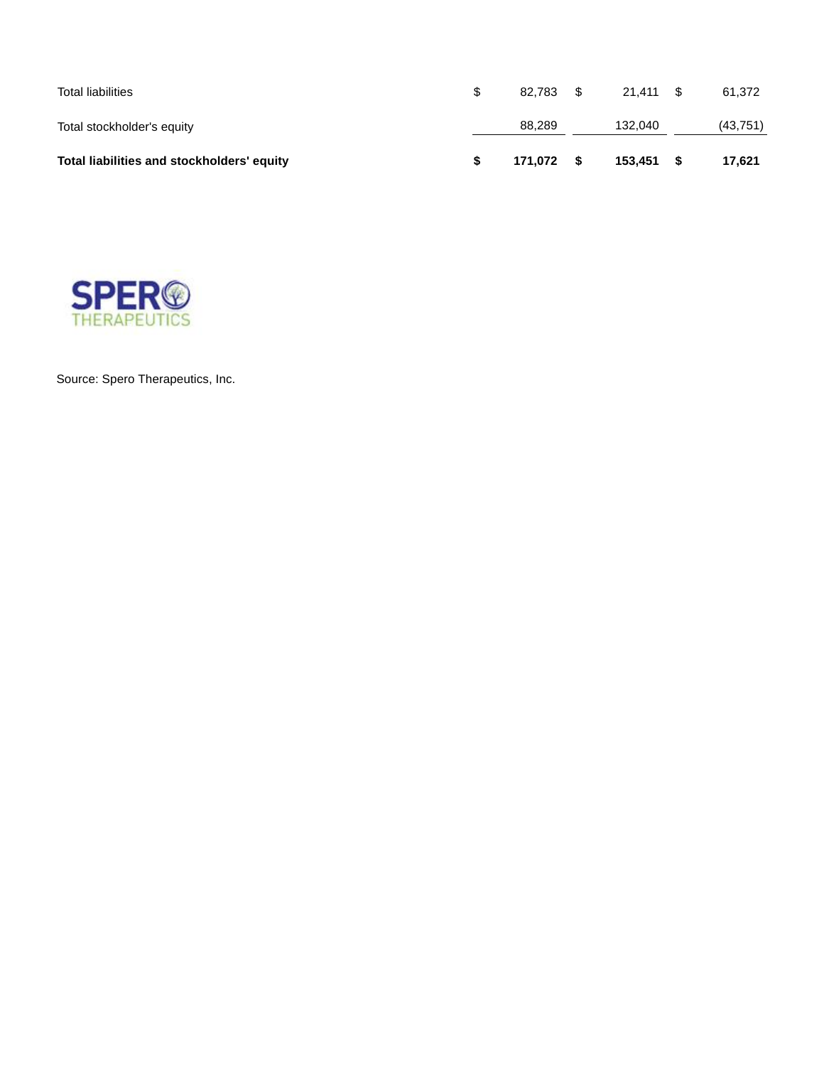| | | | |
|---|---|---|---|
| Total liabilities | $ 82,783 | $ 21,411 | $ 61,372 |
| Total stockholder's equity | 88,289 | 132,040 | (43,751) |
| **Total liabilities and stockholders' equity** | **$ 171,072** | **$ 153,451** | **$ 17,621** |

SPERO THERAPEUTICS

Source: Spero Therapeutics, Inc.